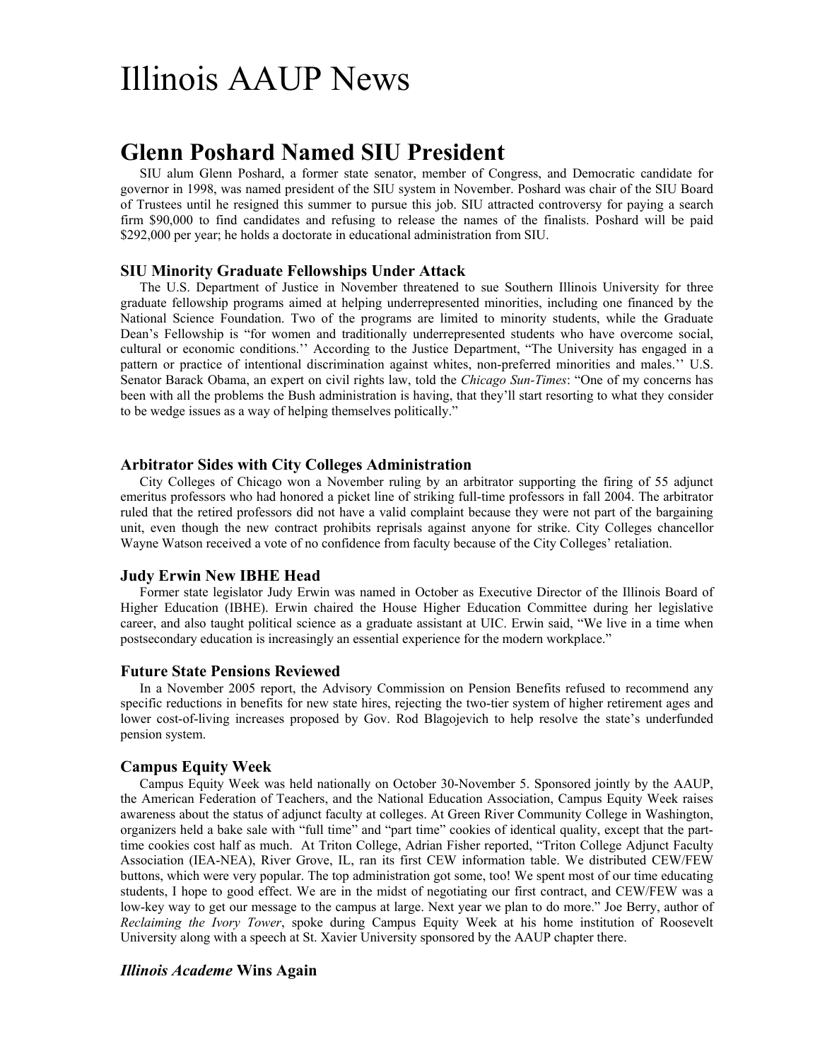# Illinois AAUP News

## Glenn Poshard Named SIU President

SIU alum Glenn Poshard, a former state senator, member of Congress, and Democratic candidate for governor in 1998, was named president of the SIU system in November. Poshard was chair of the SIU Board of Trustees until he resigned this summer to pursue this job. SIU attracted controversy for paying a search firm $90,000 to find candidates and refusing to release the names of the finalists. Poshard will be paid $292,000 per year; he holds a doctorate in educational administration from SIU.

### SIU Minority Graduate Fellowships Under Attack

The U.S. Department of Justice in November threatened to sue Southern Illinois University for three graduate fellowship programs aimed at helping underrepresented minorities, including one financed by the National Science Foundation. Two of the programs are limited to minority students, while the Graduate Dean's Fellowship is "for women and traditionally underrepresented students who have overcome social, cultural or economic conditions.'' According to the Justice Department, "The University has engaged in a pattern or practice of intentional discrimination against whites, non-preferred minorities and males.'' U.S. Senator Barack Obama, an expert on civil rights law, told the *Chicago Sun-Times*: "One of my concerns has been with all the problems the Bush administration is having, that they'll start resorting to what they consider to be wedge issues as a way of helping themselves politically."

### Arbitrator Sides with City Colleges Administration

City Colleges of Chicago won a November ruling by an arbitrator supporting the firing of 55 adjunct emeritus professors who had honored a picket line of striking full-time professors in fall 2004. The arbitrator ruled that the retired professors did not have a valid complaint because they were not part of the bargaining unit, even though the new contract prohibits reprisals against anyone for strike. City Colleges chancellor Wayne Watson received a vote of no confidence from faculty because of the City Colleges' retaliation.

### Judy Erwin New IBHE Head

Former state legislator Judy Erwin was named in October as Executive Director of the Illinois Board of Higher Education (IBHE). Erwin chaired the House Higher Education Committee during her legislative career, and also taught political science as a graduate assistant at UIC. Erwin said, "We live in a time when postsecondary education is increasingly an essential experience for the modern workplace."

### Future State Pensions Reviewed

In a November 2005 report, the Advisory Commission on Pension Benefits refused to recommend any specific reductions in benefits for new state hires, rejecting the two-tier system of higher retirement ages and lower cost-of-living increases proposed by Gov. Rod Blagojevich to help resolve the state's underfunded pension system.

### Campus Equity Week

Campus Equity Week was held nationally on October 30-November 5. Sponsored jointly by the AAUP, the American Federation of Teachers, and the National Education Association, Campus Equity Week raises awareness about the status of adjunct faculty at colleges. At Green River Community College in Washington, organizers held a bake sale with "full time" and "part time" cookies of identical quality, except that the part-time cookies cost half as much. At Triton College, Adrian Fisher reported, "Triton College Adjunct Faculty Association (IEA-NEA), River Grove, IL, ran its first CEW information table. We distributed CEW/FEW buttons, which were very popular. The top administration got some, too! We spent most of our time educating students, I hope to good effect. We are in the midst of negotiating our first contract, and CEW/FEW was a low-key way to get our message to the campus at large. Next year we plan to do more." Joe Berry, author of *Reclaiming the Ivory Tower*, spoke during Campus Equity Week at his home institution of Roosevelt University along with a speech at St. Xavier University sponsored by the AAUP chapter there.

### *Illinois Academe* Wins Again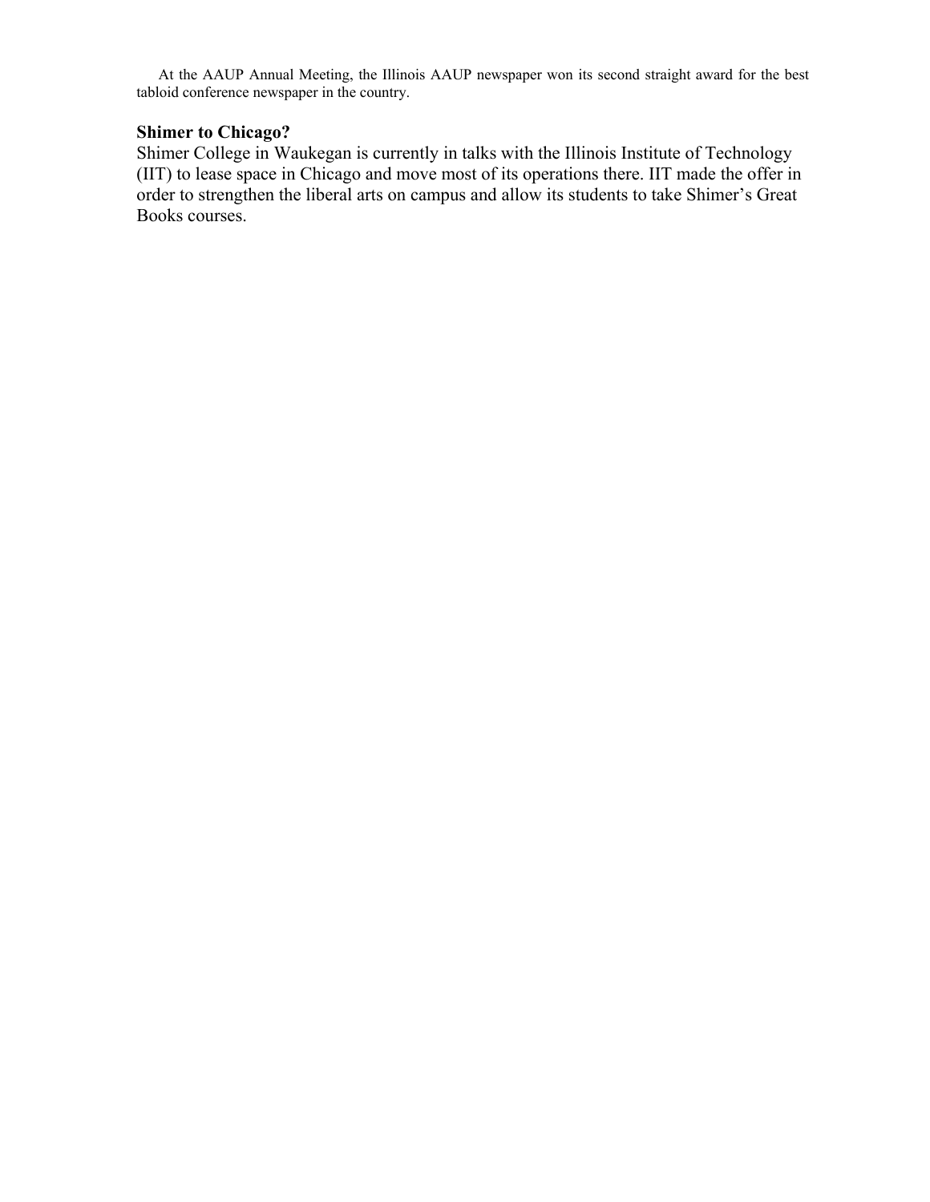At the AAUP Annual Meeting, the Illinois AAUP newspaper won its second straight award for the best tabloid conference newspaper in the country.

### Shimer to Chicago?

Shimer College in Waukegan is currently in talks with the Illinois Institute of Technology (IIT) to lease space in Chicago and move most of its operations there. IIT made the offer in order to strengthen the liberal arts on campus and allow its students to take Shimer's Great Books courses.